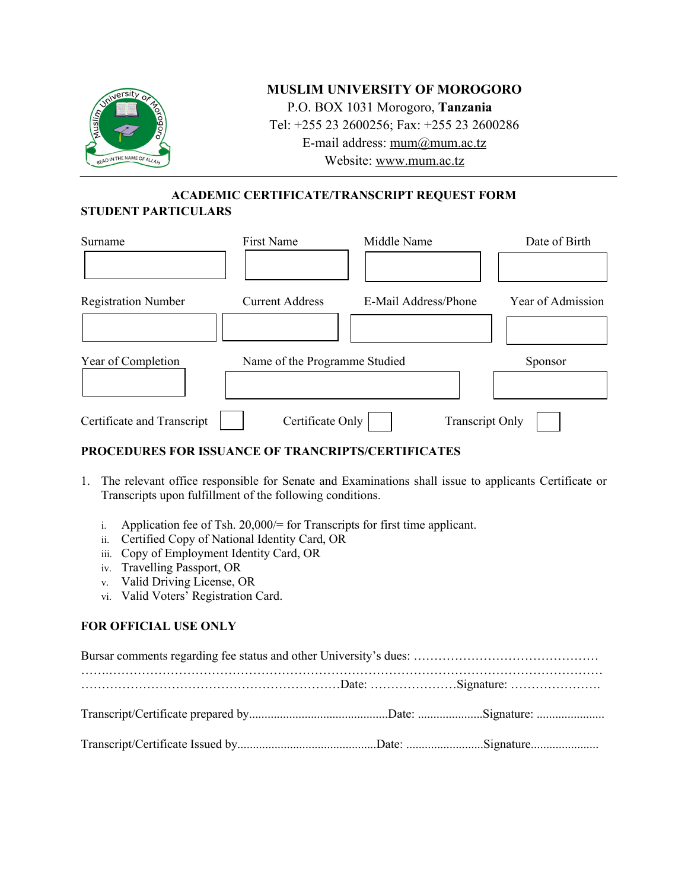**MUSLIM UNIVERSITY OF MOROGORO**
P.O. BOX 1031 Morogoro, **Tanzania**
Tel: +255 23 2600256; Fax: +255 23 2600286
E-mail address: mum@mum.ac.tz
Website: www.mum.ac.tz

---

## ACADEMIC CERTIFICATE/TRANSCRIPT REQUEST FORM

**STUDENT PARTICULARS**

| Surname | First Name | Middle Name | Date of Birth |
|---|---|---|---|
| | | | |

| Registration Number | Current Address | E-Mail Address/Phone | Year of Admission |
|---|---|---|---|
| | | | |

| Year of Completion | Name of the Programme Studied | Sponsor |
|---|---|---|
| | | |

Certificate and Transcript ☐ Certificate Only ☐ Transcript Only ☐

**PROCEDURES FOR ISSUANCE OF TRANCRIPTS/CERTIFICATES**

1. The relevant office responsible for Senate and Examinations shall issue to applicants Certificate or Transcripts upon fulfillment of the following conditions.

   i. Application fee of Tsh. 20,000/= for Transcripts for first time applicant.
   ii. Certified Copy of National Identity Card, OR
   iii. Copy of Employment Identity Card, OR
   iv. Travelling Passport, OR
   v. Valid Driving License, OR
   vi. Valid Voters' Registration Card.

**FOR OFFICIAL USE ONLY**

Bursar comments regarding fee status and other University's dues: ………………………………………
……..……………………………………………………………………………………………………
………………………………………………………Date: …………………Signature: ………………….

Transcript/Certificate prepared by............................................Date: ....................Signature: .....................

Transcript/Certificate Issued by............................................Date: ........................Signature.....................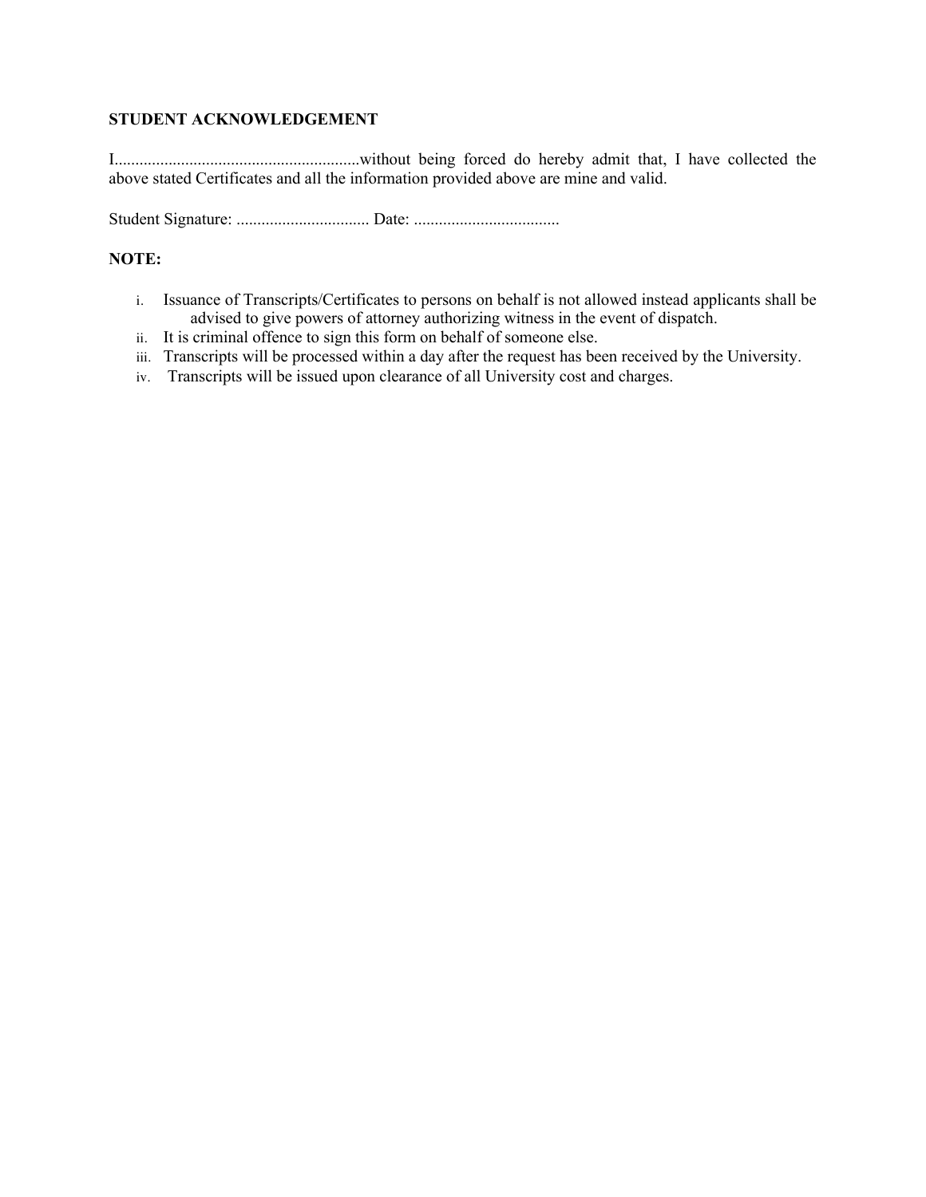**STUDENT ACKNOWLEDGEMENT**

I...........................................................without being forced do hereby admit that, I have collected the above stated Certificates and all the information provided above are mine and valid.

Student Signature: ................................ Date: ...................................

**NOTE:**

i. Issuance of Transcripts/Certificates to persons on behalf is not allowed instead applicants shall be advised to give powers of attorney authorizing witness in the event of dispatch.
ii. It is criminal offence to sign this form on behalf of someone else.
iii. Transcripts will be processed within a day after the request has been received by the University.
iv. Transcripts will be issued upon clearance of all University cost and charges.